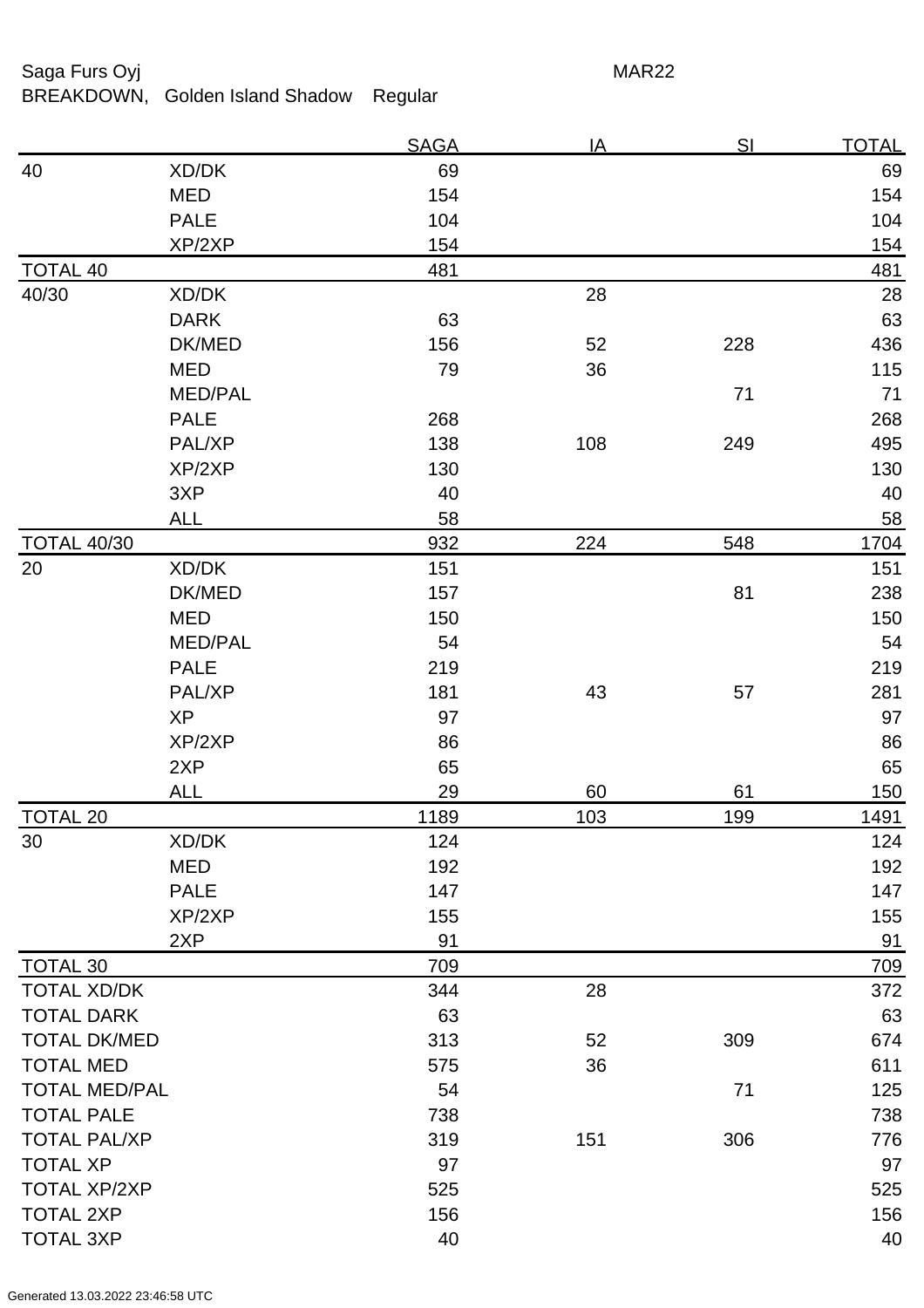Saga Furs Oyj MAR22

BREAKDOWN, Golden Island Shadow Regular

| | | SAGA | IA | SI | TOTAL |
|---|---|---|---|---|---|
| 40 | XD/DK | 69 | | | 69 |
| | MED | 154 | | | 154 |
| | PALE | 104 | | | 104 |
| | XP/2XP | 154 | | | 154 |
| TOTAL 40 | | 481 | | | 481 |
| 40/30 | XD/DK | | 28 | | 28 |
| | DARK | 63 | | | 63 |
| | DK/MED | 156 | 52 | 228 | 436 |
| | MED | 79 | 36 | | 115 |
| | MED/PAL | | | 71 | 71 |
| | PALE | 268 | | | 268 |
| | PAL/XP | 138 | 108 | 249 | 495 |
| | XP/2XP | 130 | | | 130 |
| | 3XP | 40 | | | 40 |
| | ALL | 58 | | | 58 |
| TOTAL 40/30 | | 932 | 224 | 548 | 1704 |
| 20 | XD/DK | 151 | | | 151 |
| | DK/MED | 157 | | 81 | 238 |
| | MED | 150 | | | 150 |
| | MED/PAL | 54 | | | 54 |
| | PALE | 219 | | | 219 |
| | PAL/XP | 181 | 43 | 57 | 281 |
| | XP | 97 | | | 97 |
| | XP/2XP | 86 | | | 86 |
| | 2XP | 65 | | | 65 |
| | ALL | 29 | 60 | 61 | 150 |
| TOTAL 20 | | 1189 | 103 | 199 | 1491 |
| 30 | XD/DK | 124 | | | 124 |
| | MED | 192 | | | 192 |
| | PALE | 147 | | | 147 |
| | XP/2XP | 155 | | | 155 |
| | 2XP | 91 | | | 91 |
| TOTAL 30 | | 709 | | | 709 |
| TOTAL XD/DK | | 344 | 28 | | 372 |
| TOTAL DARK | | 63 | | | 63 |
| TOTAL DK/MED | | 313 | 52 | 309 | 674 |
| TOTAL MED | | 575 | 36 | | 611 |
| TOTAL MED/PAL | | 54 | | 71 | 125 |
| TOTAL PALE | | 738 | | | 738 |
| TOTAL PAL/XP | | 319 | 151 | 306 | 776 |
| TOTAL XP | | 97 | | | 97 |
| TOTAL XP/2XP | | 525 | | | 525 |
| TOTAL 2XP | | 156 | | | 156 |
| TOTAL 3XP | | 40 | | | 40 |

Generated 13.03.2022 23:46:58 UTC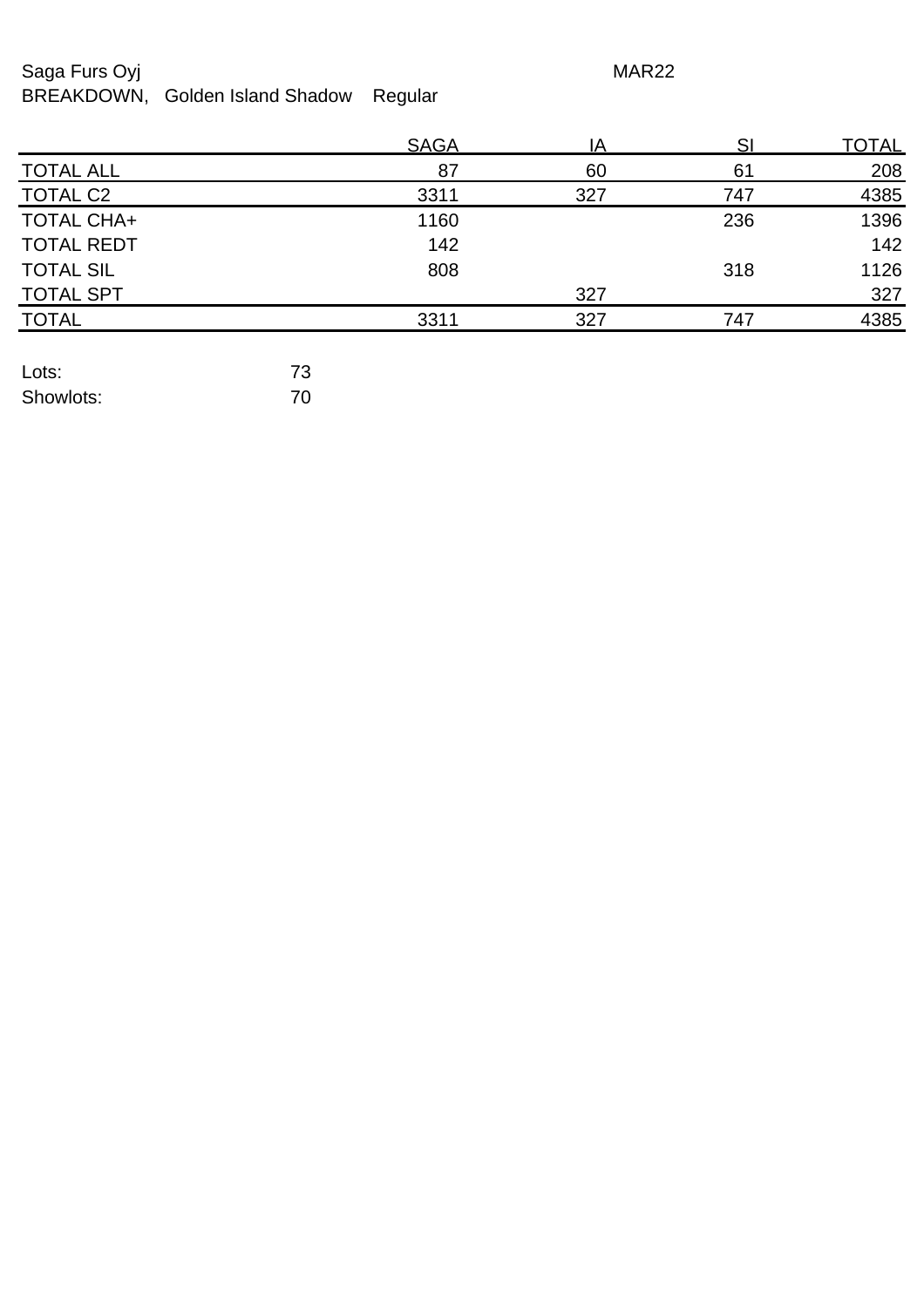Saga Furs Oyj MAR22

BREAKDOWN, Golden Island Shadow Regular

| | SAGA | IA | SI | TOTAL |
|---|---|---|---|---|
| TOTAL ALL | 87 | 60 | 61 | 208 |
| TOTAL C2 | 3311 | 327 | 747 | 4385 |
| TOTAL CHA+ | 1160 | | 236 | 1396 |
| TOTAL REDT | 142 | | | 142 |
| TOTAL SIL | 808 | | 318 | 1126 |
| TOTAL SPT | | 327 | | 327 |
| TOTAL | 3311 | 327 | 747 | 4385 |

Lots: 73

Showlots: 70